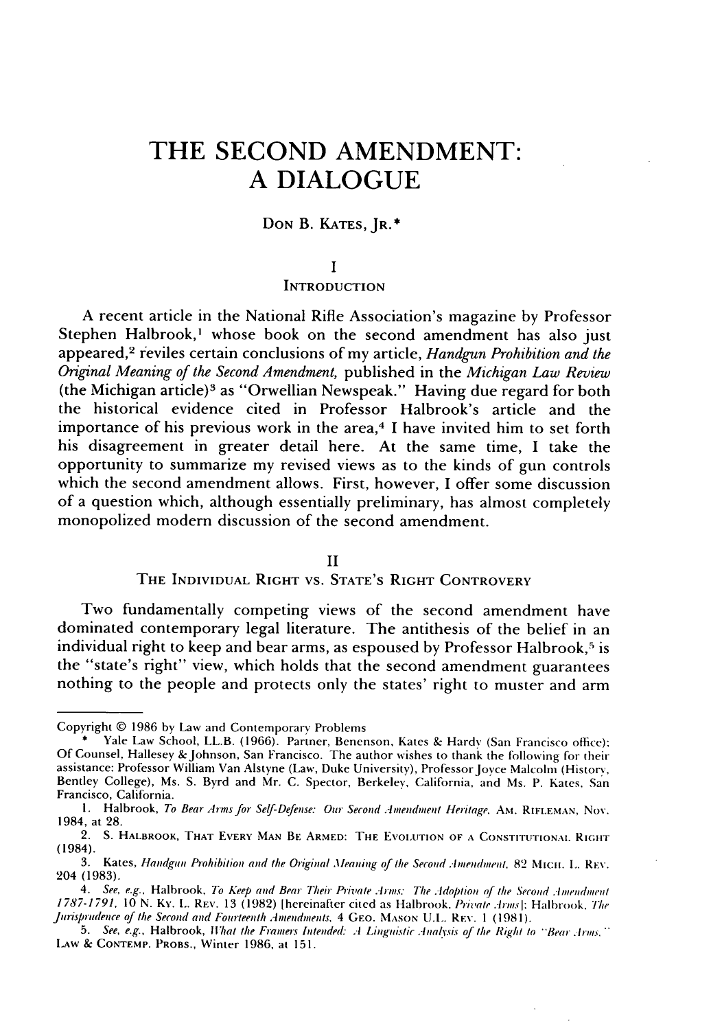# THE SECOND AMENDMENT: A DIALOGUE

DON B. KATES, JR.*

## I INTRODUCTION

A recent article in the National Rifle Association's magazine by Professor Stephen Halbrook,[1] whose book on the second amendment has also just appeared,[2] reviles certain conclusions of my article, *Handgun Prohibition and the Original Meaning of the Second Amendment*, published in the *Michigan Law Review* (the Michigan article)[3] as "Orwellian Newspeak." Having due regard for both the historical evidence cited in Professor Halbrook's article and the importance of his previous work in the area,[4] I have invited him to set forth his disagreement in greater detail here. At the same time, I take the opportunity to summarize my revised views as to the kinds of gun controls which the second amendment allows. First, however, I offer some discussion of a question which, although essentially preliminary, has almost completely monopolized modern discussion of the second amendment.

## II THE INDIVIDUAL RIGHT VS. STATE'S RIGHT CONTROVERY

Two fundamentally competing views of the second amendment have dominated contemporary legal literature. The antithesis of the belief in an individual right to keep and bear arms, as espoused by Professor Halbrook,[5] is the "state's right" view, which holds that the second amendment guarantees nothing to the people and protects only the states' right to muster and arm

---

Copyright © 1986 by Law and Contemporary Problems

\* Yale Law School, LL.B. (1966). Partner, Benenson, Kates & Hardy (San Francisco office); Of Counsel, Hallesey & Johnson, San Francisco. The author wishes to thank the following for their assistance: Professor William Van Alstyne (Law, Duke University), Professor Joyce Malcolm (History, Bentley College), Ms. S. Byrd and Mr. C. Spector, Berkeley, California, and Ms. P. Kates, San Francisco, California.

1. Halbrook, *To Bear Arms for Self-Defense: Our Second Amendment Heritage*, AM. RIFLEMAN, Nov. 1984, at 28.

2. S. HALBROOK, THAT EVERY MAN BE ARMED: THE EVOLUTION OF A CONSTITUTIONAL RIGHT (1984).

3. Kates, *Handgun Prohibition and the Original Meaning of the Second Amendment*, 82 MICH. L. REV. 204 (1983).

4. *See, e.g.*, Halbrook, *To Keep and Bear Their Private Arms: The Adoption of the Second Amendment 1787-1791*, 10 N. KY. L. REV. 13 (1982) [hereinafter cited as Halbrook, *Private Arms*]; Halbrook, *The Jurisprudence of the Second and Fourteenth Amendments*, 4 GEO. MASON U.L. REV. 1 (1981).

5. *See, e.g.*, Halbrook, *What the Framers Intended: A Linguistic Analysis of the Right to "Bear Arms,"* LAW & CONTEMP. PROBS., Winter 1986, at 151.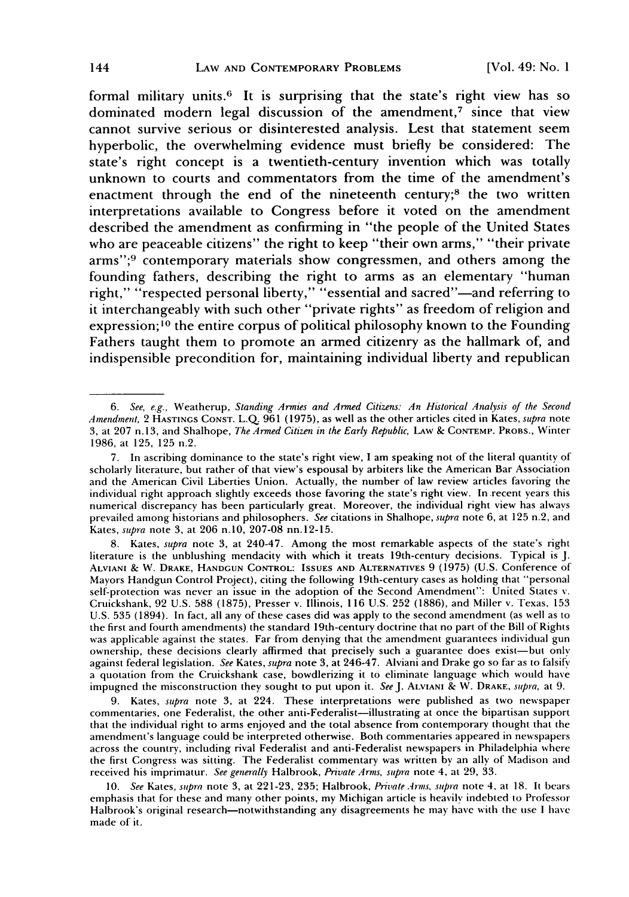formal military units.[6] It is surprising that the state's right view has so dominated modern legal discussion of the amendment,[7] since that view cannot survive serious or disinterested analysis. Lest that statement seem hyperbolic, the overwhelming evidence must briefly be considered: The state's right concept is a twentieth-century invention which was totally unknown to courts and commentators from the time of the amendment's enactment through the end of the nineteenth century;[8] the two written interpretations available to Congress before it voted on the amendment described the amendment as confirming in "the people of the United States who are peaceable citizens" the right to keep "their own arms," "their private arms";[9] contemporary materials show congressmen, and others among the founding fathers, describing the right to arms as an elementary "human right," "respected personal liberty," "essential and sacred"—and referring to it interchangeably with such other "private rights" as freedom of religion and expression;[10] the entire corpus of political philosophy known to the Founding Fathers taught them to promote an armed citizenry as the hallmark of, and indispensible precondition for, maintaining individual liberty and republican

---

6. *See, e.g.*, Weatherup, *Standing Armies and Armed Citizens: An Historical Analysis of the Second Amendment*, 2 HASTINGS CONST. L.Q. 961 (1975), as well as the other articles cited in Kates, *supra* note 3, at 207 n.13, and Shalhope, *The Armed Citizen in the Early Republic*, LAW & CONTEMP. PROBS., Winter 1986, at 125, 125 n.2.

7. In ascribing dominance to the state's right view, I am speaking not of the literal quantity of scholarly literature, but rather of that view's espousal by arbiters like the American Bar Association and the American Civil Liberties Union. Actually, the number of law review articles favoring the individual right approach slightly exceeds those favoring the state's right view. In recent years this numerical discrepancy has been particularly great. Moreover, the individual right view has always prevailed among historians and philosophers. *See* citations in Shalhope, *supra* note 6, at 125 n.2, and Kates, *supra* note 3, at 206 n.10, 207-08 nn.12-15.

8. Kates, *supra* note 3, at 240-47. Among the most remarkable aspects of the state's right literature is the unblushing mendacity with which it treats 19th-century decisions. Typical is J. ALVIANI & W. DRAKE, HANDGUN CONTROL: ISSUES AND ALTERNATIVES 9 (1975) (U.S. Conference of Mayors Handgun Control Project), citing the following 19th-century cases as holding that "personal self-protection was never an issue in the adoption of the Second Amendment": United States v. Cruickshank, 92 U.S. 588 (1875), Presser v. Illinois, 116 U.S. 252 (1886), and Miller v. Texas, 153 U.S. 535 (1894). In fact, all any of these cases did was apply to the second amendment (as well as to the first and fourth amendments) the standard 19th-century doctrine that no part of the Bill of Rights was applicable against the states. Far from denying that the amendment guarantees individual gun ownership, these decisions clearly affirmed that precisely such a guarantee does exist—but only against federal legislation. *See* Kates, *supra* note 3, at 246-47. Alviani and Drake go so far as to falsify a quotation from the Cruickshank case, bowdlerizing it to eliminate language which would have impugned the misconstruction they sought to put upon it. *See* J. ALVIANI & W. DRAKE, *supra*, at 9.

9. Kates, *supra* note 3, at 224. These interpretations were published as two newspaper commentaries, one Federalist, the other anti-Federalist—illustrating at once the bipartisan support that the individual right to arms enjoyed and the total absence from contemporary thought that the amendment's language could be interpreted otherwise. Both commentaries appeared in newspapers across the country, including rival Federalist and anti-Federalist newspapers in Philadelphia where the first Congress was sitting. The Federalist commentary was written by an ally of Madison and received his imprimatur. *See generally* Halbrook, *Private Arms*, *supra* note 4, at 29, 33.

10. *See* Kates, *supra* note 3, at 221-23, 235; Halbrook, *Private Arms*, *supra* note 4, at 18. It bears emphasis that for these and many other points, my Michigan article is heavily indebted to Professor Halbrook's original research—notwithstanding any disagreements he may have with the use I have made of it.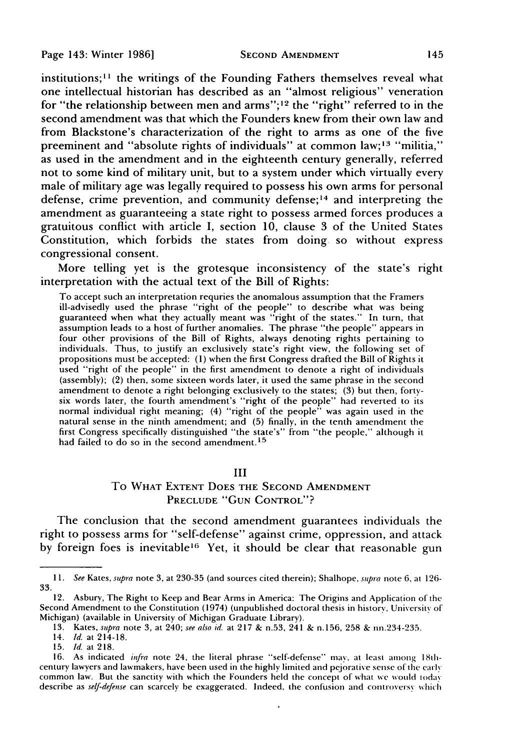institutions;[11] the writings of the Founding Fathers themselves reveal what one intellectual historian has described as an "almost religious" veneration for "the relationship between men and arms";[12] the "right" referred to in the second amendment was that which the Founders knew from their own law and from Blackstone's characterization of the right to arms as one of the five preeminent and "absolute rights of individuals" at common law;[13] "militia," as used in the amendment and in the eighteenth century generally, referred not to some kind of military unit, but to a system under which virtually every male of military age was legally required to possess his own arms for personal defense, crime prevention, and community defense;[14] and interpreting the amendment as guaranteeing a state right to possess armed forces produces a gratuitous conflict with article I, section 10, clause 3 of the United States Constitution, which forbids the states from doing so without express congressional consent.

More telling yet is the grotesque inconsistency of the state's right interpretation with the actual text of the Bill of Rights:

> To accept such an interpretation requries the anomalous assumption that the Framers ill-advisedly used the phrase "right of the people" to describe what was being guaranteed when what they actually meant was "right of the states." In turn, that assumption leads to a host of further anomalies. The phrase "the people" appears in four other provisions of the Bill of Rights, always denoting rights pertaining to individuals. Thus, to justify an exclusively state's right view, the following set of propositions must be accepted: (1) when the first Congress drafted the Bill of Rights it used "right of the people" in the first amendment to denote a right of individuals (assembly); (2) then, some sixteen words later, it used the same phrase in the second amendment to denote a right belonging exclusively to the states; (3) but then, forty-six words later, the fourth amendment's "right of the people" had reverted to its normal individual right meaning; (4) "right of the people" was again used in the natural sense in the ninth amendment; and (5) finally, in the tenth amendment the first Congress specifically distinguished "the state's" from "the people," although it had failed to do so in the second amendment.[15]

## III
## To What Extent Does the Second Amendment Preclude "Gun Control"?

The conclusion that the second amendment guarantees individuals the right to possess arms for "self-defense" against crime, oppression, and attack by foreign foes is inevitable[16] Yet, it should be clear that reasonable gun

---

11. *See* Kates, *supra* note 3, at 230-35 (and sources cited therein); Shalhope, *supra* note 6, at 126-33.

12. Asbury, The Right to Keep and Bear Arms in America: The Origins and Application of the Second Amendment to the Constitution (1974) (unpublished doctoral thesis in history, University of Michigan) (available in University of Michigan Graduate Library).

13. Kates, *supra* note 3, at 240; *see also id.* at 217 & n.53, 241 & n.156, 258 & nn.234-235.

14. *Id.* at 214-18.

15. *Id.* at 218.

16. As indicated *infra* note 24, the literal phrase "self-defense" may, at least among 18th-century lawyers and lawmakers, have been used in the highly limited and pejorative sense of the early common law. But the sanctity with which the Founders held the concept of what we would today describe as *self-defense* can scarcely be exaggerated. Indeed, the confusion and controversy which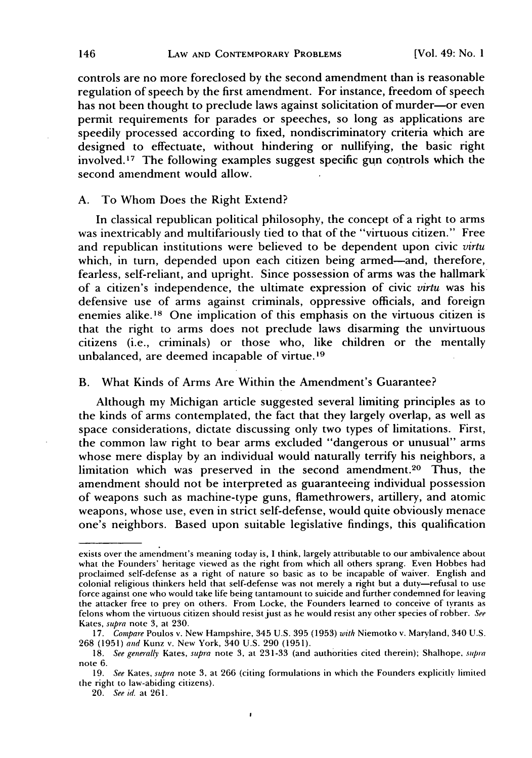controls are no more foreclosed by the second amendment than is reasonable regulation of speech by the first amendment. For instance, freedom of speech has not been thought to preclude laws against solicitation of murder—or even permit requirements for parades or speeches, so long as applications are speedily processed according to fixed, nondiscriminatory criteria which are designed to effectuate, without hindering or nullifying, the basic right involved.[17] The following examples suggest specific gun controls which the second amendment would allow.

## A. To Whom Does the Right Extend?

In classical republican political philosophy, the concept of a right to arms was inextricably and multifariously tied to that of the "virtuous citizen." Free and republican institutions were believed to be dependent upon civic *virtu* which, in turn, depended upon each citizen being armed—and, therefore, fearless, self-reliant, and upright. Since possession of arms was the hallmark of a citizen's independence, the ultimate expression of civic *virtu* was his defensive use of arms against criminals, oppressive officials, and foreign enemies alike.[18] One implication of this emphasis on the virtuous citizen is that the right to arms does not preclude laws disarming the unvirtuous citizens (i.e., criminals) or those who, like children or the mentally unbalanced, are deemed incapable of virtue.[19]

## B. What Kinds of Arms Are Within the Amendment's Guarantee?

Although my Michigan article suggested several limiting principles as to the kinds of arms contemplated, the fact that they largely overlap, as well as space considerations, dictate discussing only two types of limitations. First, the common law right to bear arms excluded "dangerous or unusual" arms whose mere display by an individual would naturally terrify his neighbors, a limitation which was preserved in the second amendment.[20] Thus, the amendment should not be interpreted as guaranteeing individual possession of weapons such as machine-type guns, flamethrowers, artillery, and atomic weapons, whose use, even in strict self-defense, would quite obviously menace one's neighbors. Based upon suitable legislative findings, this qualification

---

exists over the amendment's meaning today is, I think, largely attributable to our ambivalence about what the Founders' heritage viewed as the right from which all others sprang. Even Hobbes had proclaimed self-defense as a right of nature so basic as to be incapable of waiver. English and colonial religious thinkers held that self-defense was not merely a right but a duty—refusal to use force against one who would take life being tantamount to suicide and further condemned for leaving the attacker free to prey on others. From Locke, the Founders learned to conceive of tyrants as felons whom the virtuous citizen should resist just as he would resist any other species of robber. *See* Kates, *supra* note 3, at 230.

17. *Compare* Poulos v. New Hampshire, 345 U.S. 395 (1953) *with* Niemotko v. Maryland, 340 U.S. 268 (1951) *and* Kunz v. New York, 340 U.S. 290 (1951).

18. *See generally* Kates, *supra* note 3, at 231-33 (and authorities cited therein); Shalhope, *supra* note 6.

19. *See* Kates, *supra* note 3, at 266 (citing formulations in which the Founders explicitly limited the right to law-abiding citizens).

20. *See id.* at 261.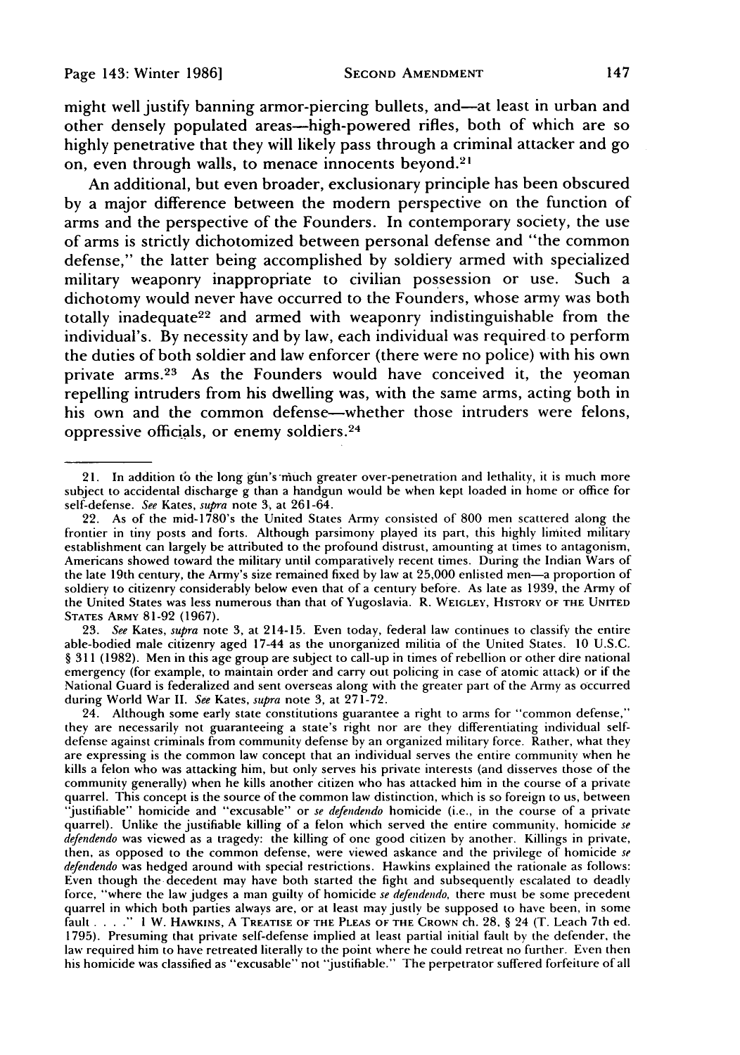might well justify banning armor-piercing bullets, and—at least in urban and other densely populated areas—high-powered rifles, both of which are so highly penetrative that they will likely pass through a criminal attacker and go on, even through walls, to menace innocents beyond.[21]

An additional, but even broader, exclusionary principle has been obscured by a major difference between the modern perspective on the function of arms and the perspective of the Founders. In contemporary society, the use of arms is strictly dichotomized between personal defense and "the common defense," the latter being accomplished by soldiery armed with specialized military weaponry inappropriate to civilian possession or use. Such a dichotomy would never have occurred to the Founders, whose army was both totally inadequate[22] and armed with weaponry indistinguishable from the individual's. By necessity and by law, each individual was required to perform the duties of both soldier and law enforcer (there were no police) with his own private arms.[23] As the Founders would have conceived it, the yeoman repelling intruders from his dwelling was, with the same arms, acting both in his own and the common defense—whether those intruders were felons, oppressive officials, or enemy soldiers.[24]

---

21. In addition to the long gun's much greater over-penetration and lethality, it is much more subject to accidental discharge g than a handgun would be when kept loaded in home or office for self-defense. *See* Kates, *supra* note 3, at 261-64.

22. As of the mid-1780's the United States Army consisted of 800 men scattered along the frontier in tiny posts and forts. Although parsimony played its part, this highly limited military establishment can largely be attributed to the profound distrust, amounting at times to antagonism, Americans showed toward the military until comparatively recent times. During the Indian Wars of the late 19th century, the Army's size remained fixed by law at 25,000 enlisted men—a proportion of soldiery to citizenry considerably below even that of a century before. As late as 1939, the Army of the United States was less numerous than that of Yugoslavia. R. WEIGLEY, HISTORY OF THE UNITED STATES ARMY 81-92 (1967).

23. *See* Kates, *supra* note 3, at 214-15. Even today, federal law continues to classify the entire able-bodied male citizenry aged 17-44 as the unorganized militia of the United States. 10 U.S.C. § 311 (1982). Men in this age group are subject to call-up in times of rebellion or other dire national emergency (for example, to maintain order and carry out policing in case of atomic attack) or if the National Guard is federalized and sent overseas along with the greater part of the Army as occurred during World War II. *See* Kates, *supra* note 3, at 271-72.

24. Although some early state constitutions guarantee a right to arms for "common defense," they are necessarily not guaranteeing a state's right nor are they differentiating individual self-defense against criminals from community defense by an organized military force. Rather, what they are expressing is the common law concept that an individual serves the entire community when he kills a felon who was attacking him, but only serves his private interests (and disserves those of the community generally) when he kills another citizen who has attacked him in the course of a private quarrel. This concept is the source of the common law distinction, which is so foreign to us, between "justifiable" homicide and "excusable" or *se defendendo* homicide (i.e., in the course of a private quarrel). Unlike the justifiable killing of a felon which served the entire community, homicide *se defendendo* was viewed as a tragedy: the killing of one good citizen by another. Killings in private, then, as opposed to the common defense, were viewed askance and the privilege of homicide *se defendendo* was hedged around with special restrictions. Hawkins explained the rationale as follows: Even though the decedent may have both started the fight and subsequently escalated to deadly force, "where the law judges a man guilty of homicide *se defendendo*, there must be some precedent quarrel in which both parties always are, or at least may justly be supposed to have been, in some fault . . . ." 1 W. HAWKINS, A TREATISE OF THE PLEAS OF THE CROWN ch. 28, § 24 (T. Leach 7th ed. 1795). Presuming that private self-defense implied at least partial initial fault by the defender, the law required him to have retreated literally to the point where he could retreat no further. Even then his homicide was classified as "excusable" not "justifiable." The perpetrator suffered forfeiture of all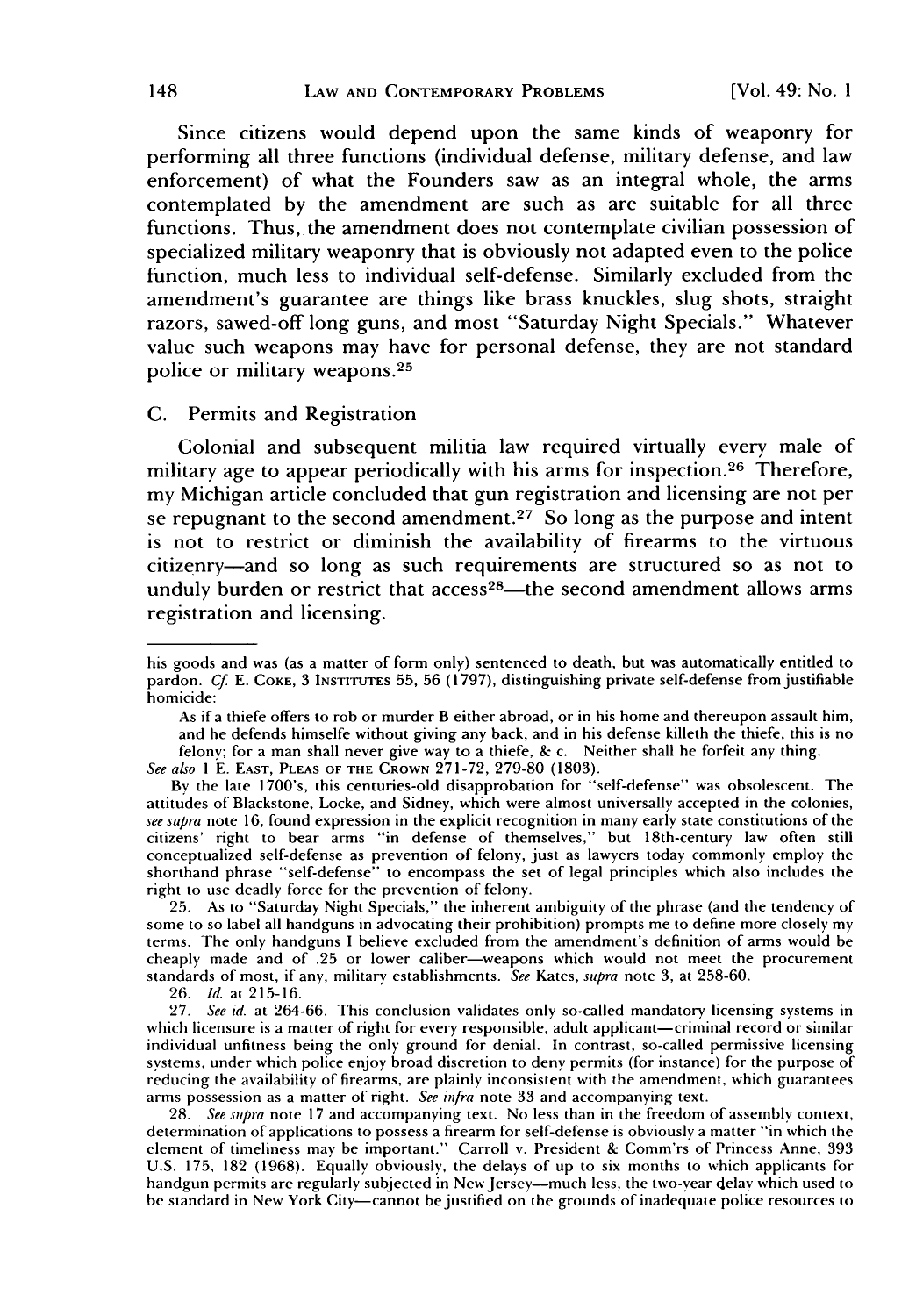Since citizens would depend upon the same kinds of weaponry for performing all three functions (individual defense, military defense, and law enforcement) of what the Founders saw as an integral whole, the arms contemplated by the amendment are such as are suitable for all three functions. Thus, the amendment does not contemplate civilian possession of specialized military weaponry that is obviously not adapted even to the police function, much less to individual self-defense. Similarly excluded from the amendment's guarantee are things like brass knuckles, slug shots, straight razors, sawed-off long guns, and most "Saturday Night Specials." Whatever value such weapons may have for personal defense, they are not standard police or military weapons.[25]

### C. Permits and Registration

Colonial and subsequent militia law required virtually every male of military age to appear periodically with his arms for inspection.[26] Therefore, my Michigan article concluded that gun registration and licensing are not per se repugnant to the second amendment.[27] So long as the purpose and intent is not to restrict or diminish the availability of firearms to the virtuous citizenry—and so long as such requirements are structured so as not to unduly burden or restrict that access[28]—the second amendment allows arms registration and licensing.

---

his goods and was (as a matter of form only) sentenced to death, but was automatically entitled to pardon. *Cf.* E. Coke, 3 Institutes 55, 56 (1797), distinguishing private self-defense from justifiable homicide:

> As if a thiefe offers to rob or murder B either abroad, or in his home and thereupon assault him, and he defends himselfe without giving any back, and in his defense killeth the thiefe, this is no felony; for a man shall never give way to a thiefe, & c. Neither shall he forfeit any thing.

*See also* 1 E. East, Pleas of the Crown 271-72, 279-80 (1803).

By the late 1700's, this centuries-old disapprobation for "self-defense" was obsolescent. The attitudes of Blackstone, Locke, and Sidney, which were almost universally accepted in the colonies, *see supra* note 16, found expression in the explicit recognition in many early state constitutions of the citizens' right to bear arms "in defense of themselves," but 18th-century law often still conceptualized self-defense as prevention of felony, just as lawyers today commonly employ the shorthand phrase "self-defense" to encompass the set of legal principles which also includes the right to use deadly force for the prevention of felony.

25. As to "Saturday Night Specials," the inherent ambiguity of the phrase (and the tendency of some to so label all handguns in advocating their prohibition) prompts me to define more closely my terms. The only handguns I believe excluded from the amendment's definition of arms would be cheaply made and of .25 or lower caliber—weapons which would not meet the procurement standards of most, if any, military establishments. *See* Kates, *supra* note 3, at 258-60.

26. *Id.* at 215-16.

27. *See id.* at 264-66. This conclusion validates only so-called mandatory licensing systems in which licensure is a matter of right for every responsible, adult applicant—criminal record or similar individual unfitness being the only ground for denial. In contrast, so-called permissive licensing systems, under which police enjoy broad discretion to deny permits (for instance) for the purpose of reducing the availability of firearms, are plainly inconsistent with the amendment, which guarantees arms possession as a matter of right. *See infra* note 33 and accompanying text.

28. *See supra* note 17 and accompanying text. No less than in the freedom of assembly context, determination of applications to possess a firearm for self-defense is obviously a matter "in which the element of timeliness may be important." Carroll v. President & Comm'rs of Princess Anne, 393 U.S. 175, 182 (1968). Equally obviously, the delays of up to six months to which applicants for handgun permits are regularly subjected in New Jersey—much less, the two-year delay which used to be standard in New York City—cannot be justified on the grounds of inadequate police resources to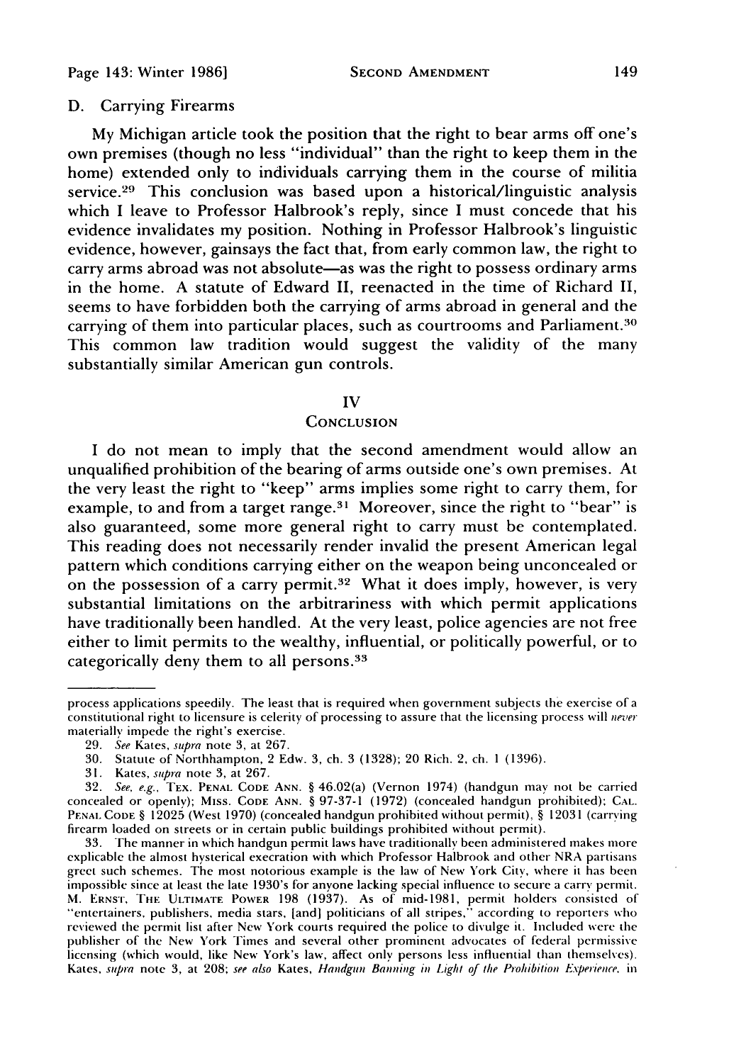### D. Carrying Firearms

My Michigan article took the position that the right to bear arms off one's own premises (though no less "individual" than the right to keep them in the home) extended only to individuals carrying them in the course of militia service.[29] This conclusion was based upon a historical/linguistic analysis which I leave to Professor Halbrook's reply, since I must concede that his evidence invalidates my position. Nothing in Professor Halbrook's linguistic evidence, however, gainsays the fact that, from early common law, the right to carry arms abroad was not absolute—as was the right to possess ordinary arms in the home. A statute of Edward II, reenacted in the time of Richard II, seems to have forbidden both the carrying of arms abroad in general and the carrying of them into particular places, such as courtrooms and Parliament.[30] This common law tradition would suggest the validity of the many substantially similar American gun controls.

## IV

## CONCLUSION

I do not mean to imply that the second amendment would allow an unqualified prohibition of the bearing of arms outside one's own premises. At the very least the right to "keep" arms implies some right to carry them, for example, to and from a target range.[31] Moreover, since the right to "bear" is also guaranteed, some more general right to carry must be contemplated. This reading does not necessarily render invalid the present American legal pattern which conditions carrying either on the weapon being unconcealed or on the possession of a carry permit.[32] What it does imply, however, is very substantial limitations on the arbitrariness with which permit applications have traditionally been handled. At the very least, police agencies are not free either to limit permits to the wealthy, influential, or politically powerful, or to categorically deny them to all persons.[33]

---

process applications speedily. The least that is required when government subjects the exercise of a constitutional right to licensure is celerity of processing to assure that the licensing process will *never* materially impede the right's exercise.

29. *See* Kates, *supra* note 3, at 267.

30. Statute of Northhampton, 2 Edw. 3, ch. 3 (1328); 20 Rich. 2, ch. 1 (1396).

31. Kates, *supra* note 3, at 267.

32. *See, e.g.*, TEX. PENAL CODE ANN. § 46.02(a) (Vernon 1974) (handgun may not be carried concealed or openly); MISS. CODE ANN. § 97-37-1 (1972) (concealed handgun prohibited); CAL. PENAL CODE § 12025 (West 1970) (concealed handgun prohibited without permit), § 12031 (carrying firearm loaded on streets or in certain public buildings prohibited without permit).

33. The manner in which handgun permit laws have traditionally been administered makes more explicable the almost hysterical execration with which Professor Halbrook and other NRA partisans greet such schemes. The most notorious example is the law of New York City, where it has been impossible since at least the late 1930's for anyone lacking special influence to secure a carry permit. M. ERNST, THE ULTIMATE POWER 198 (1937). As of mid-1981, permit holders consisted of "entertainers, publishers, media stars, [and] politicians of all stripes," according to reporters who reviewed the permit list after New York courts required the police to divulge it. Included were the publisher of the New York Times and several other prominent advocates of federal permissive licensing (which would, like New York's law, affect only persons less influential than themselves). Kates, *supra* note 3, at 208; *see also* Kates, *Handgun Banning in Light of the Prohibition Experience*, in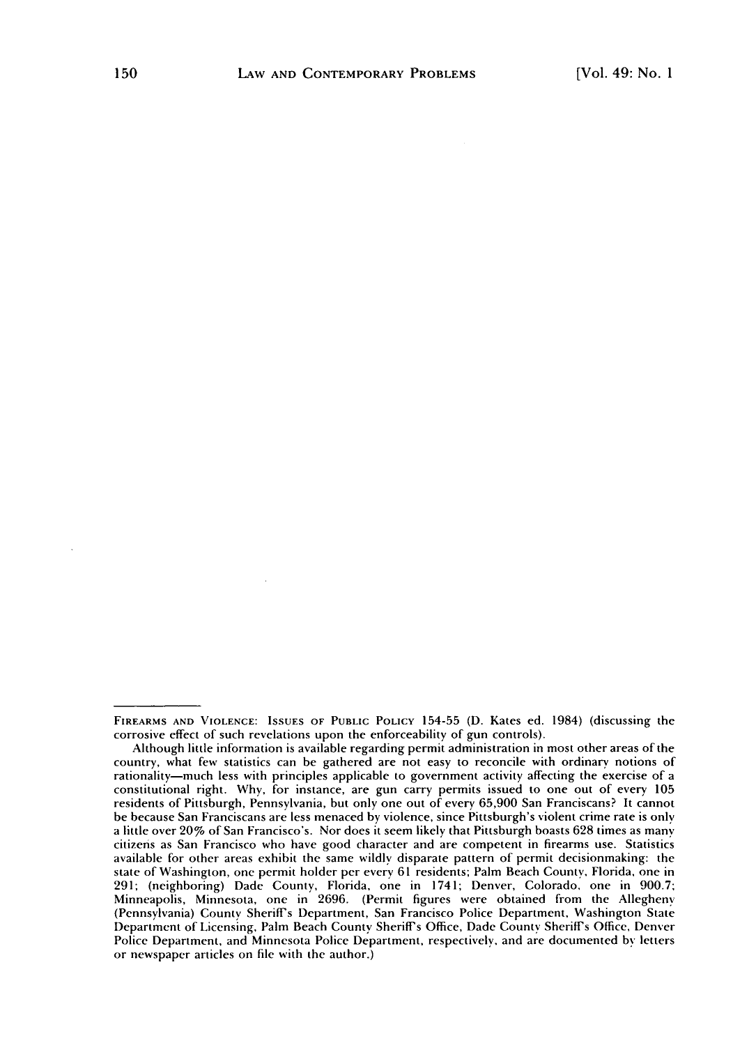FIREARMS AND VIOLENCE: ISSUES OF PUBLIC POLICY 154-55 (D. Kates ed. 1984) (discussing the corrosive effect of such revelations upon the enforceability of gun controls).

Although little information is available regarding permit administration in most other areas of the country, what few statistics can be gathered are not easy to reconcile with ordinary notions of rationality—much less with principles applicable to government activity affecting the exercise of a constitutional right. Why, for instance, are gun carry permits issued to one out of every 105 residents of Pittsburgh, Pennsylvania, but only one out of every 65,900 San Franciscans? It cannot be because San Franciscans are less menaced by violence, since Pittsburgh's violent crime rate is only a little over 20% of San Francisco's. Nor does it seem likely that Pittsburgh boasts 628 times as many citizens as San Francisco who have good character and are competent in firearms use. Statistics available for other areas exhibit the same wildly disparate pattern of permit decisionmaking: the state of Washington, one permit holder per every 61 residents; Palm Beach County, Florida, one in 291; (neighboring) Dade County, Florida, one in 1741; Denver, Colorado, one in 900.7; Minneapolis, Minnesota, one in 2696. (Permit figures were obtained from the Allegheny (Pennsylvania) County Sheriff's Department, San Francisco Police Department, Washington State Department of Licensing, Palm Beach County Sheriff's Office, Dade County Sheriff's Office, Denver Police Department, and Minnesota Police Department, respectively, and are documented by letters or newspaper articles on file with the author.)